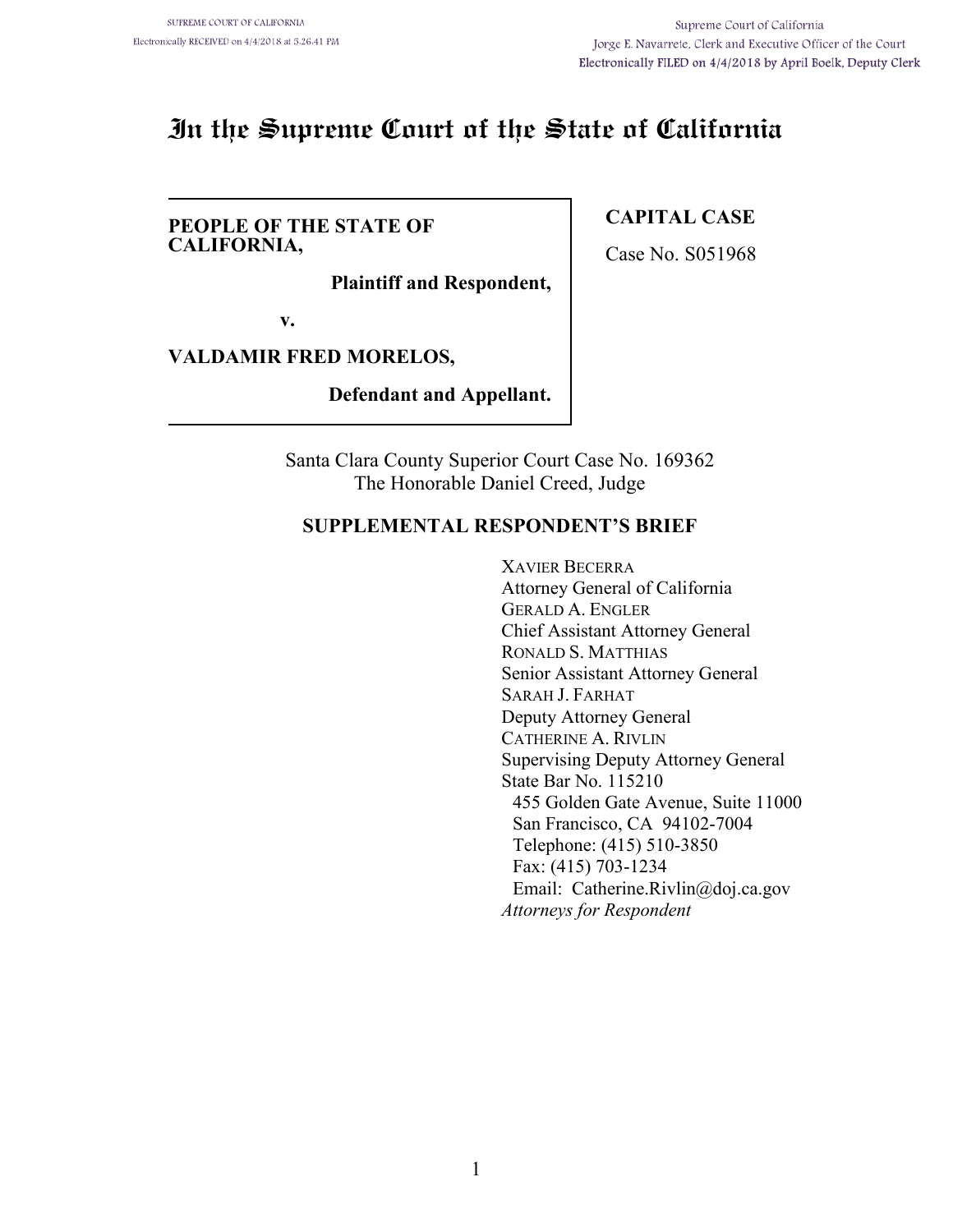SUPREME COURT OF CALIFORNIA
Electronically RECEIVED on 4/4/2018 at 5:26:41 PM

Supreme Court of California
Jorge E. Navarrete, Clerk and Executive Officer of the Court
Electronically FILED on 4/4/2018 by April Boelk, Deputy Clerk

# In the Supreme Court of the State of California

**PEOPLE OF THE STATE OF CALIFORNIA,**

**Plaintiff and Respondent,**

**v.**

**VALDAMIR FRED MORELOS,**

**Defendant and Appellant.**

**CAPITAL CASE**

Case No. S051968

Santa Clara County Superior Court Case No. 169362
The Honorable Daniel Creed, Judge

## SUPPLEMENTAL RESPONDENT'S BRIEF

XAVIER BECERRA
Attorney General of California
GERALD A. ENGLER
Chief Assistant Attorney General
RONALD S. MATTHIAS
Senior Assistant Attorney General
SARAH J. FARHAT
Deputy Attorney General
CATHERINE A. RIVLIN
Supervising Deputy Attorney General
State Bar No. 115210
455 Golden Gate Avenue, Suite 11000
San Francisco, CA 94102-7004
Telephone: (415) 510-3850
Fax: (415) 703-1234
Email: Catherine.Rivlin@doj.ca.gov
*Attorneys for Respondent*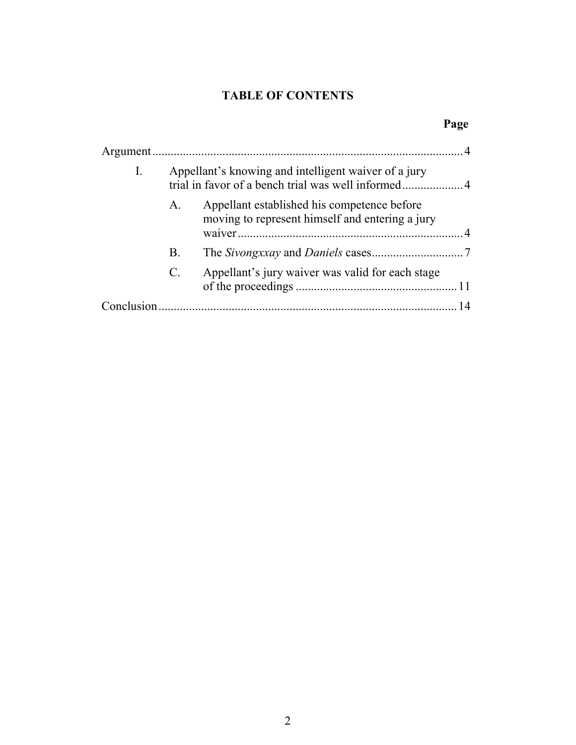## TABLE OF CONTENTS

**Page**

Argument ..................................................................................................... 4

I. Appellant's knowing and intelligent waiver of a jury trial in favor of a bench trial was well informed .................... 4

   A. Appellant established his competence before moving to represent himself and entering a jury waiver .......................................................................... 4

   B. The *Sivongxxay* and *Daniels* cases .............................. 7

   C. Appellant's jury waiver was valid for each stage of the proceedings ..................................................... 11

Conclusion ................................................................................................. 14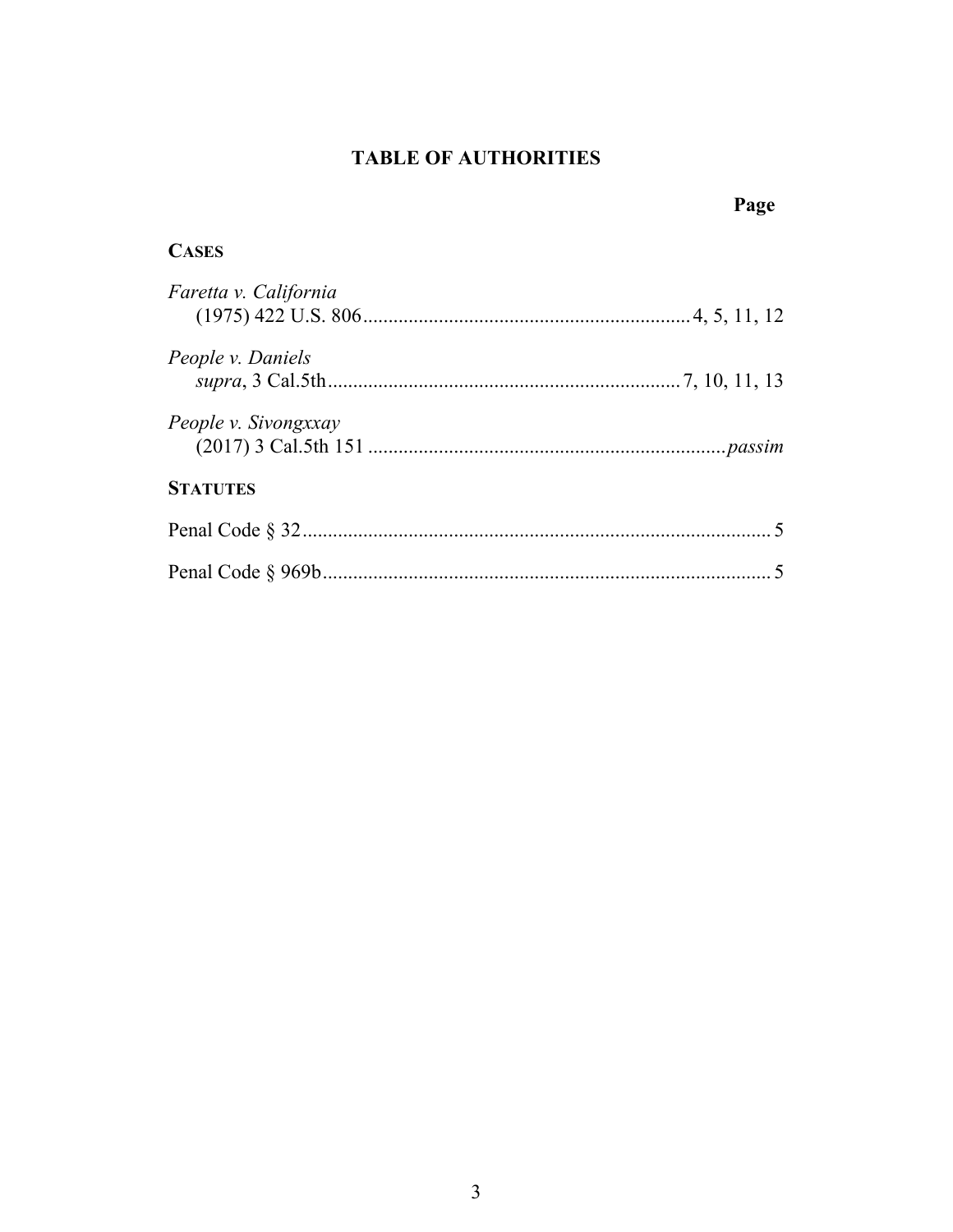# TABLE OF AUTHORITIES

**Page**

**CASES**

*Faretta v. California*
(1975) 422 U.S. 806 ................................................................ 4, 5, 11, 12

*People v. Daniels*
*supra*, 3 Cal.5th ...................................................................... 7, 10, 11, 13

*People v. Sivongxxay*
(2017) 3 Cal.5th 151 ...................................................................... *passim*

**STATUTES**

Penal Code § 32 ............................................................................................ 5

Penal Code § 969b ........................................................................................ 5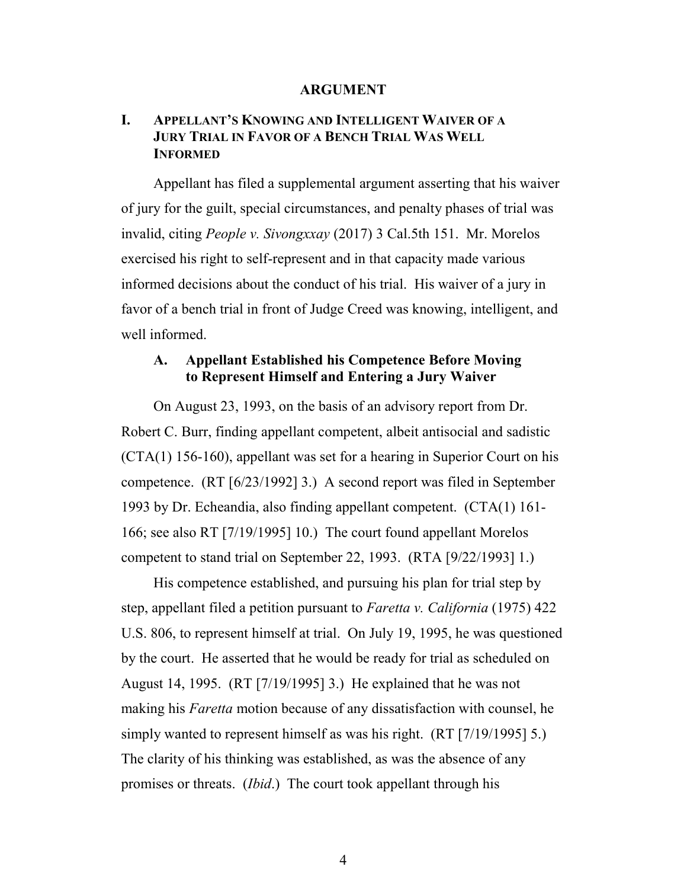# ARGUMENT

## I. Appellant's Knowing and Intelligent Waiver of a Jury Trial in Favor of a Bench Trial Was Well Informed

Appellant has filed a supplemental argument asserting that his waiver of jury for the guilt, special circumstances, and penalty phases of trial was invalid, citing *People v. Sivongxxay* (2017) 3 Cal.5th 151. Mr. Morelos exercised his right to self-represent and in that capacity made various informed decisions about the conduct of his trial. His waiver of a jury in favor of a bench trial in front of Judge Creed was knowing, intelligent, and well informed.

### A. Appellant Established his Competence Before Moving to Represent Himself and Entering a Jury Waiver

On August 23, 1993, on the basis of an advisory report from Dr. Robert C. Burr, finding appellant competent, albeit antisocial and sadistic (CTA(1) 156-160), appellant was set for a hearing in Superior Court on his competence. (RT [6/23/1992] 3.) A second report was filed in September 1993 by Dr. Echeandia, also finding appellant competent. (CTA(1) 161-166; see also RT [7/19/1995] 10.) The court found appellant Morelos competent to stand trial on September 22, 1993. (RTA [9/22/1993] 1.)

His competence established, and pursuing his plan for trial step by step, appellant filed a petition pursuant to *Faretta v. California* (1975) 422 U.S. 806, to represent himself at trial. On July 19, 1995, he was questioned by the court. He asserted that he would be ready for trial as scheduled on August 14, 1995. (RT [7/19/1995] 3.) He explained that he was not making his *Faretta* motion because of any dissatisfaction with counsel, he simply wanted to represent himself as was his right. (RT [7/19/1995] 5.) The clarity of his thinking was established, as was the absence of any promises or threats. (*Ibid*.) The court took appellant through his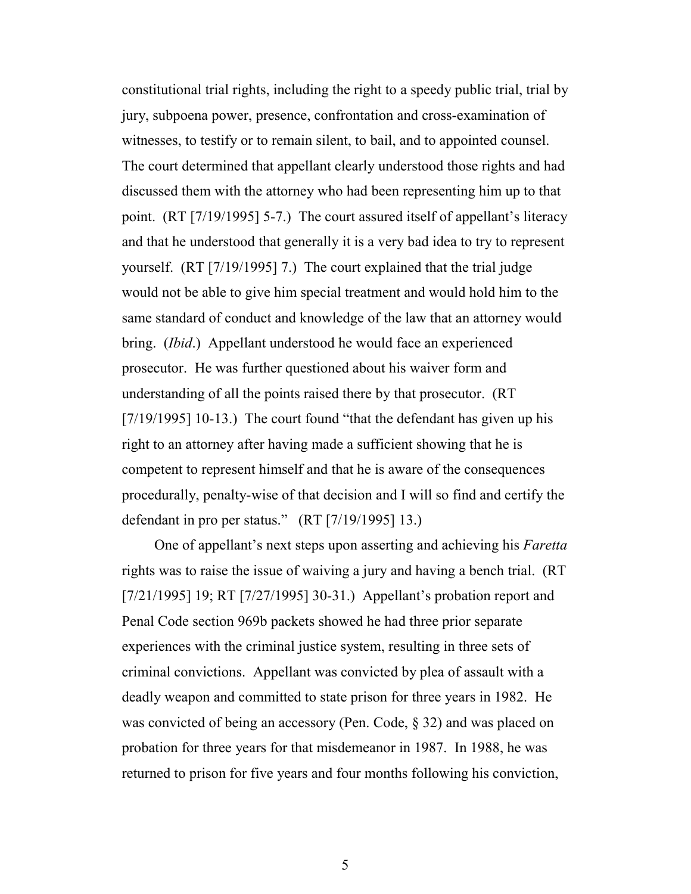constitutional trial rights, including the right to a speedy public trial, trial by jury, subpoena power, presence, confrontation and cross-examination of witnesses, to testify or to remain silent, to bail, and to appointed counsel. The court determined that appellant clearly understood those rights and had discussed them with the attorney who had been representing him up to that point. (RT [7/19/1995] 5-7.) The court assured itself of appellant's literacy and that he understood that generally it is a very bad idea to try to represent yourself. (RT [7/19/1995] 7.) The court explained that the trial judge would not be able to give him special treatment and would hold him to the same standard of conduct and knowledge of the law that an attorney would bring. (*Ibid*.) Appellant understood he would face an experienced prosecutor. He was further questioned about his waiver form and understanding of all the points raised there by that prosecutor. (RT [7/19/1995] 10-13.) The court found "that the defendant has given up his right to an attorney after having made a sufficient showing that he is competent to represent himself and that he is aware of the consequences procedurally, penalty-wise of that decision and I will so find and certify the defendant in pro per status." (RT [7/19/1995] 13.)

One of appellant's next steps upon asserting and achieving his *Faretta* rights was to raise the issue of waiving a jury and having a bench trial. (RT [7/21/1995] 19; RT [7/27/1995] 30-31.) Appellant's probation report and Penal Code section 969b packets showed he had three prior separate experiences with the criminal justice system, resulting in three sets of criminal convictions. Appellant was convicted by plea of assault with a deadly weapon and committed to state prison for three years in 1982. He was convicted of being an accessory (Pen. Code, § 32) and was placed on probation for three years for that misdemeanor in 1987. In 1988, he was returned to prison for five years and four months following his conviction,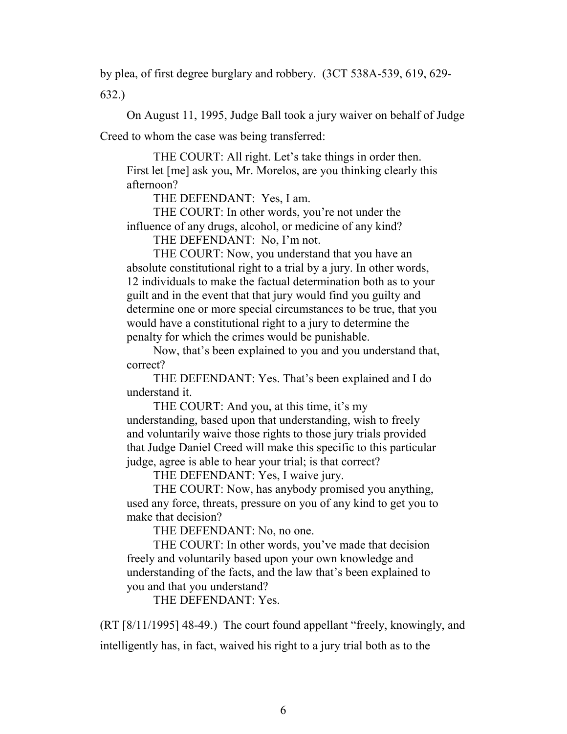by plea, of first degree burglary and robbery. (3CT 538A-539, 619, 629-632.)

On August 11, 1995, Judge Ball took a jury waiver on behalf of Judge Creed to whom the case was being transferred:

> THE COURT: All right. Let's take things in order then. First let [me] ask you, Mr. Morelos, are you thinking clearly this afternoon?
>
> THE DEFENDANT: Yes, I am.
>
> THE COURT: In other words, you're not under the influence of any drugs, alcohol, or medicine of any kind?
>
> THE DEFENDANT: No, I'm not.
>
> THE COURT: Now, you understand that you have an absolute constitutional right to a trial by a jury. In other words, 12 individuals to make the factual determination both as to your guilt and in the event that that jury would find you guilty and determine one or more special circumstances to be true, that you would have a constitutional right to a jury to determine the penalty for which the crimes would be punishable.
>
> Now, that's been explained to you and you understand that, correct?
>
> THE DEFENDANT: Yes. That's been explained and I do understand it.
>
> THE COURT: And you, at this time, it's my understanding, based upon that understanding, wish to freely and voluntarily waive those rights to those jury trials provided that Judge Daniel Creed will make this specific to this particular judge, agree is able to hear your trial; is that correct?
>
> THE DEFENDANT: Yes, I waive jury.
>
> THE COURT: Now, has anybody promised you anything, used any force, threats, pressure on you of any kind to get you to make that decision?
>
> THE DEFENDANT: No, no one.
>
> THE COURT: In other words, you've made that decision freely and voluntarily based upon your own knowledge and understanding of the facts, and the law that's been explained to you and that you understand?
>
> THE DEFENDANT: Yes.

(RT [8/11/1995] 48-49.) The court found appellant "freely, knowingly, and intelligently has, in fact, waived his right to a jury trial both as to the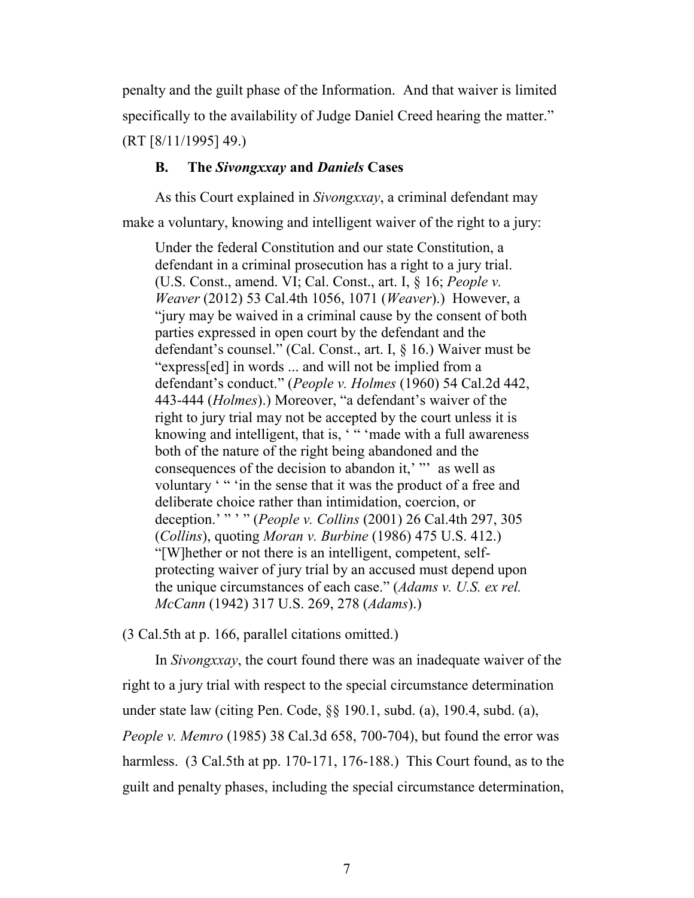penalty and the guilt phase of the Information. And that waiver is limited specifically to the availability of Judge Daniel Creed hearing the matter." (RT [8/11/1995] 49.)

### B. The *Sivongxxay* and *Daniels* Cases

As this Court explained in *Sivongxxay*, a criminal defendant may make a voluntary, knowing and intelligent waiver of the right to a jury:

> Under the federal Constitution and our state Constitution, a defendant in a criminal prosecution has a right to a jury trial. (U.S. Const., amend. VI; Cal. Const., art. I, § 16; *People v. Weaver* (2012) 53 Cal.4th 1056, 1071 (*Weaver*).) However, a "jury may be waived in a criminal cause by the consent of both parties expressed in open court by the defendant and the defendant's counsel." (Cal. Const., art. I, § 16.) Waiver must be "express[ed] in words ... and will not be implied from a defendant's conduct." (*People v. Holmes* (1960) 54 Cal.2d 442, 443-444 (*Holmes*).) Moreover, "a defendant's waiver of the right to jury trial may not be accepted by the court unless it is knowing and intelligent, that is, ' " 'made with a full awareness both of the nature of the right being abandoned and the consequences of the decision to abandon it,' "' as well as voluntary ' " 'in the sense that it was the product of a free and deliberate choice rather than intimidation, coercion, or deception.' " ' " (*People v. Collins* (2001) 26 Cal.4th 297, 305 (*Collins*), quoting *Moran v. Burbine* (1986) 475 U.S. 412.) "[W]hether or not there is an intelligent, competent, self-protecting waiver of jury trial by an accused must depend upon the unique circumstances of each case." (*Adams v. U.S. ex rel. McCann* (1942) 317 U.S. 269, 278 (*Adams*).)

(3 Cal.5th at p. 166, parallel citations omitted.)

In *Sivongxxay*, the court found there was an inadequate waiver of the right to a jury trial with respect to the special circumstance determination under state law (citing Pen. Code, §§ 190.1, subd. (a), 190.4, subd. (a), *People v. Memro* (1985) 38 Cal.3d 658, 700-704), but found the error was harmless. (3 Cal.5th at pp. 170-171, 176-188.) This Court found, as to the guilt and penalty phases, including the special circumstance determination,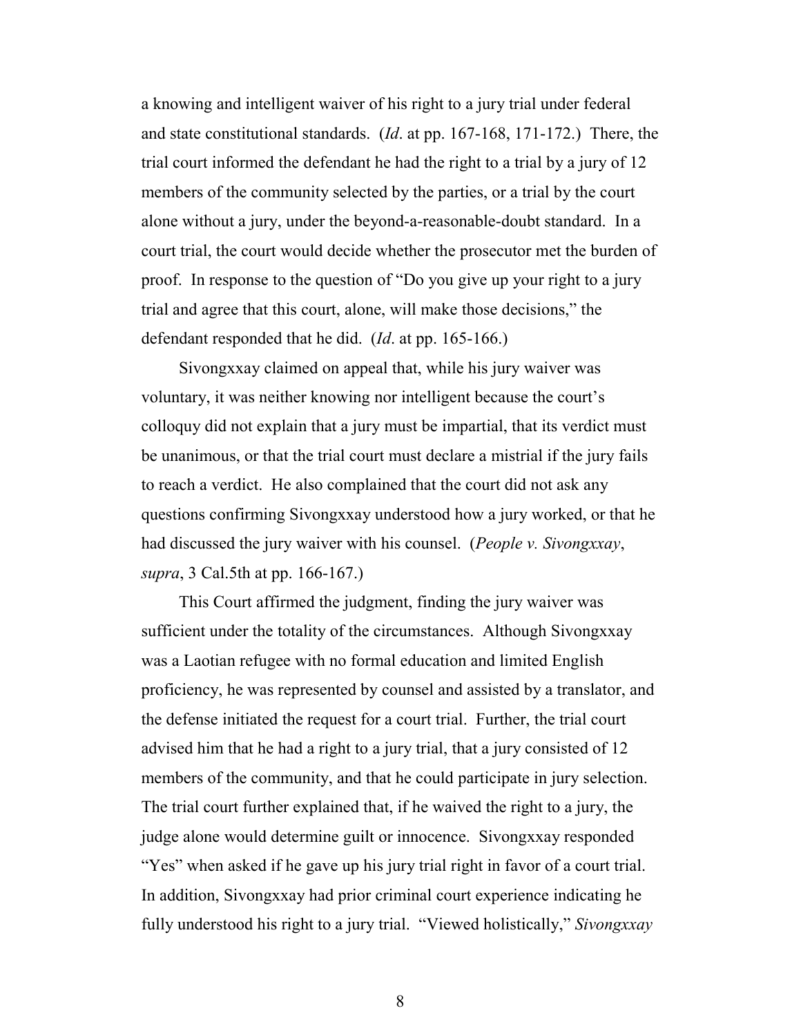a knowing and intelligent waiver of his right to a jury trial under federal and state constitutional standards. (*Id*. at pp. 167-168, 171-172.) There, the trial court informed the defendant he had the right to a trial by a jury of 12 members of the community selected by the parties, or a trial by the court alone without a jury, under the beyond-a-reasonable-doubt standard. In a court trial, the court would decide whether the prosecutor met the burden of proof. In response to the question of "Do you give up your right to a jury trial and agree that this court, alone, will make those decisions," the defendant responded that he did. (*Id*. at pp. 165-166.)

Sivongxxay claimed on appeal that, while his jury waiver was voluntary, it was neither knowing nor intelligent because the court's colloquy did not explain that a jury must be impartial, that its verdict must be unanimous, or that the trial court must declare a mistrial if the jury fails to reach a verdict. He also complained that the court did not ask any questions confirming Sivongxxay understood how a jury worked, or that he had discussed the jury waiver with his counsel. (*People v. Sivongxxay*, *supra*, 3 Cal.5th at pp. 166-167.)

This Court affirmed the judgment, finding the jury waiver was sufficient under the totality of the circumstances. Although Sivongxxay was a Laotian refugee with no formal education and limited English proficiency, he was represented by counsel and assisted by a translator, and the defense initiated the request for a court trial. Further, the trial court advised him that he had a right to a jury trial, that a jury consisted of 12 members of the community, and that he could participate in jury selection. The trial court further explained that, if he waived the right to a jury, the judge alone would determine guilt or innocence. Sivongxxay responded "Yes" when asked if he gave up his jury trial right in favor of a court trial. In addition, Sivongxxay had prior criminal court experience indicating he fully understood his right to a jury trial. "Viewed holistically," *Sivongxxay*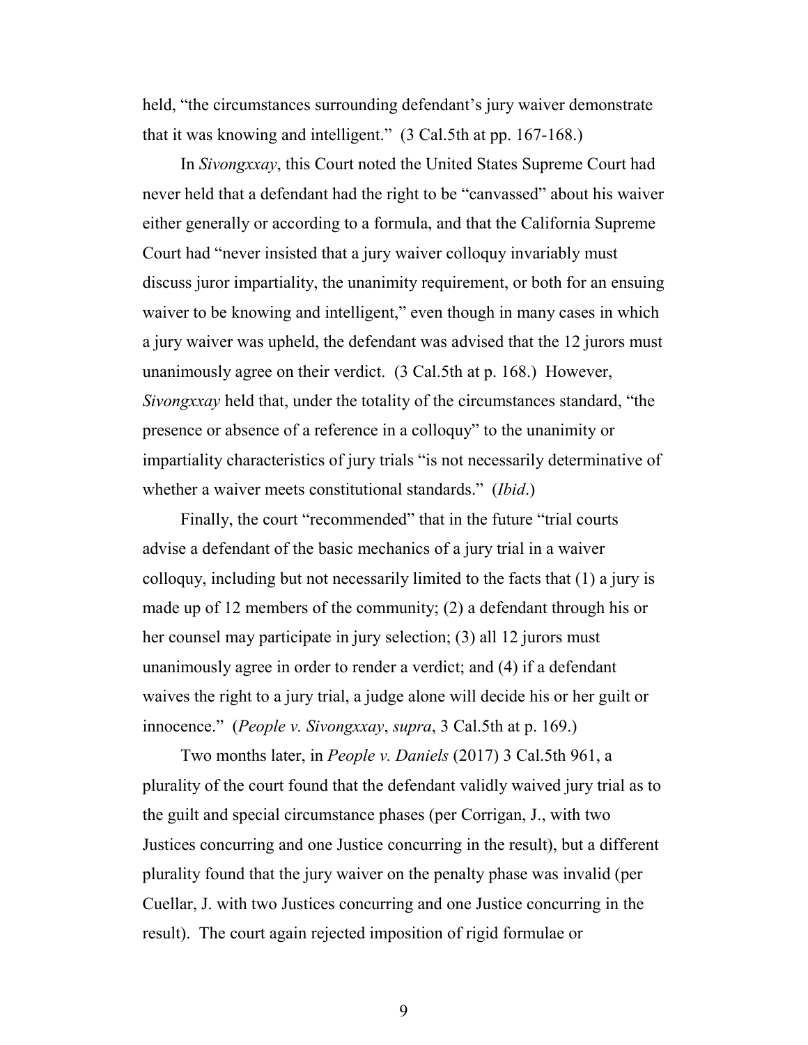held, "the circumstances surrounding defendant's jury waiver demonstrate that it was knowing and intelligent." (3 Cal.5th at pp. 167-168.)

In *Sivongxxay*, this Court noted the United States Supreme Court had never held that a defendant had the right to be "canvassed" about his waiver either generally or according to a formula, and that the California Supreme Court had "never insisted that a jury waiver colloquy invariably must discuss juror impartiality, the unanimity requirement, or both for an ensuing waiver to be knowing and intelligent," even though in many cases in which a jury waiver was upheld, the defendant was advised that the 12 jurors must unanimously agree on their verdict. (3 Cal.5th at p. 168.) However, *Sivongxxay* held that, under the totality of the circumstances standard, "the presence or absence of a reference in a colloquy" to the unanimity or impartiality characteristics of jury trials "is not necessarily determinative of whether a waiver meets constitutional standards." (*Ibid*.)

Finally, the court "recommended" that in the future "trial courts advise a defendant of the basic mechanics of a jury trial in a waiver colloquy, including but not necessarily limited to the facts that (1) a jury is made up of 12 members of the community; (2) a defendant through his or her counsel may participate in jury selection; (3) all 12 jurors must unanimously agree in order to render a verdict; and (4) if a defendant waives the right to a jury trial, a judge alone will decide his or her guilt or innocence." (*People v. Sivongxxay*, *supra*, 3 Cal.5th at p. 169.)

Two months later, in *People v. Daniels* (2017) 3 Cal.5th 961, a plurality of the court found that the defendant validly waived jury trial as to the guilt and special circumstance phases (per Corrigan, J., with two Justices concurring and one Justice concurring in the result), but a different plurality found that the jury waiver on the penalty phase was invalid (per Cuellar, J. with two Justices concurring and one Justice concurring in the result). The court again rejected imposition of rigid formulae or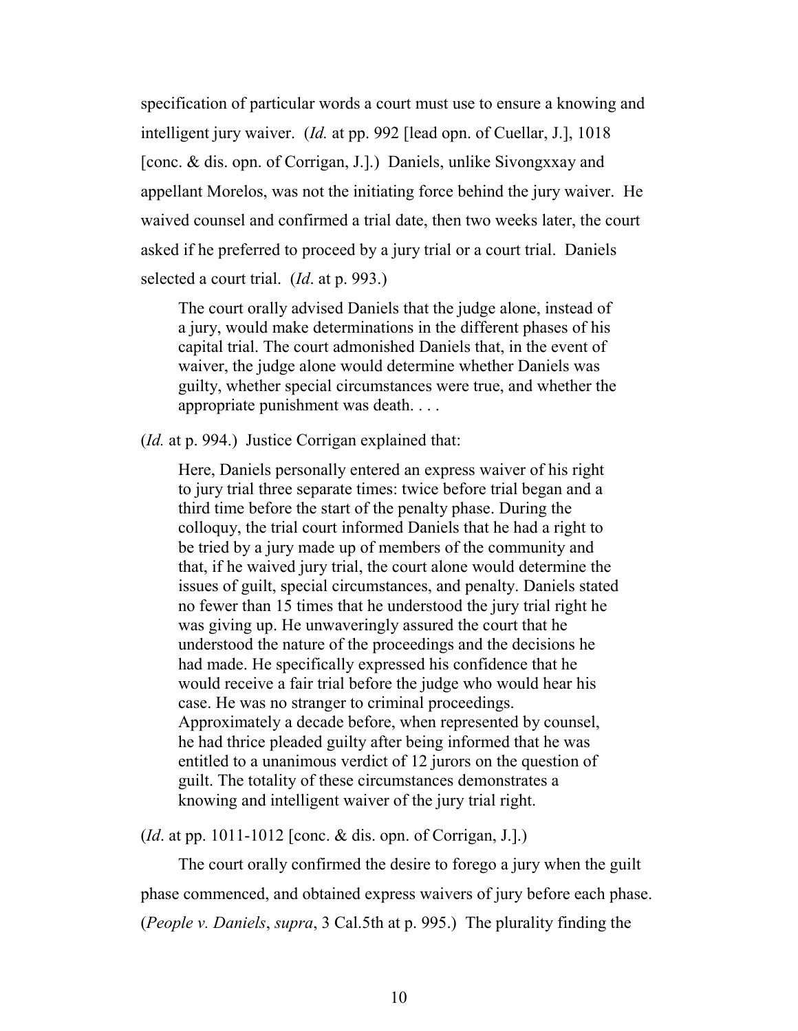specification of particular words a court must use to ensure a knowing and intelligent jury waiver. (*Id.* at pp. 992 [lead opn. of Cuellar, J.], 1018 [conc. & dis. opn. of Corrigan, J.].) Daniels, unlike Sivongxxay and appellant Morelos, was not the initiating force behind the jury waiver. He waived counsel and confirmed a trial date, then two weeks later, the court asked if he preferred to proceed by a jury trial or a court trial. Daniels selected a court trial. (*Id*. at p. 993.)

> The court orally advised Daniels that the judge alone, instead of a jury, would make determinations in the different phases of his capital trial. The court admonished Daniels that, in the event of waiver, the judge alone would determine whether Daniels was guilty, whether special circumstances were true, and whether the appropriate punishment was death. . . .

(*Id.* at p. 994.) Justice Corrigan explained that:

> Here, Daniels personally entered an express waiver of his right to jury trial three separate times: twice before trial began and a third time before the start of the penalty phase. During the colloquy, the trial court informed Daniels that he had a right to be tried by a jury made up of members of the community and that, if he waived jury trial, the court alone would determine the issues of guilt, special circumstances, and penalty. Daniels stated no fewer than 15 times that he understood the jury trial right he was giving up. He unwaveringly assured the court that he understood the nature of the proceedings and the decisions he had made. He specifically expressed his confidence that he would receive a fair trial before the judge who would hear his case. He was no stranger to criminal proceedings. Approximately a decade before, when represented by counsel, he had thrice pleaded guilty after being informed that he was entitled to a unanimous verdict of 12 jurors on the question of guilt. The totality of these circumstances demonstrates a knowing and intelligent waiver of the jury trial right.

(*Id*. at pp. 1011-1012 [conc. & dis. opn. of Corrigan, J.].)

The court orally confirmed the desire to forego a jury when the guilt phase commenced, and obtained express waivers of jury before each phase. (*People v. Daniels*, *supra*, 3 Cal.5th at p. 995.) The plurality finding the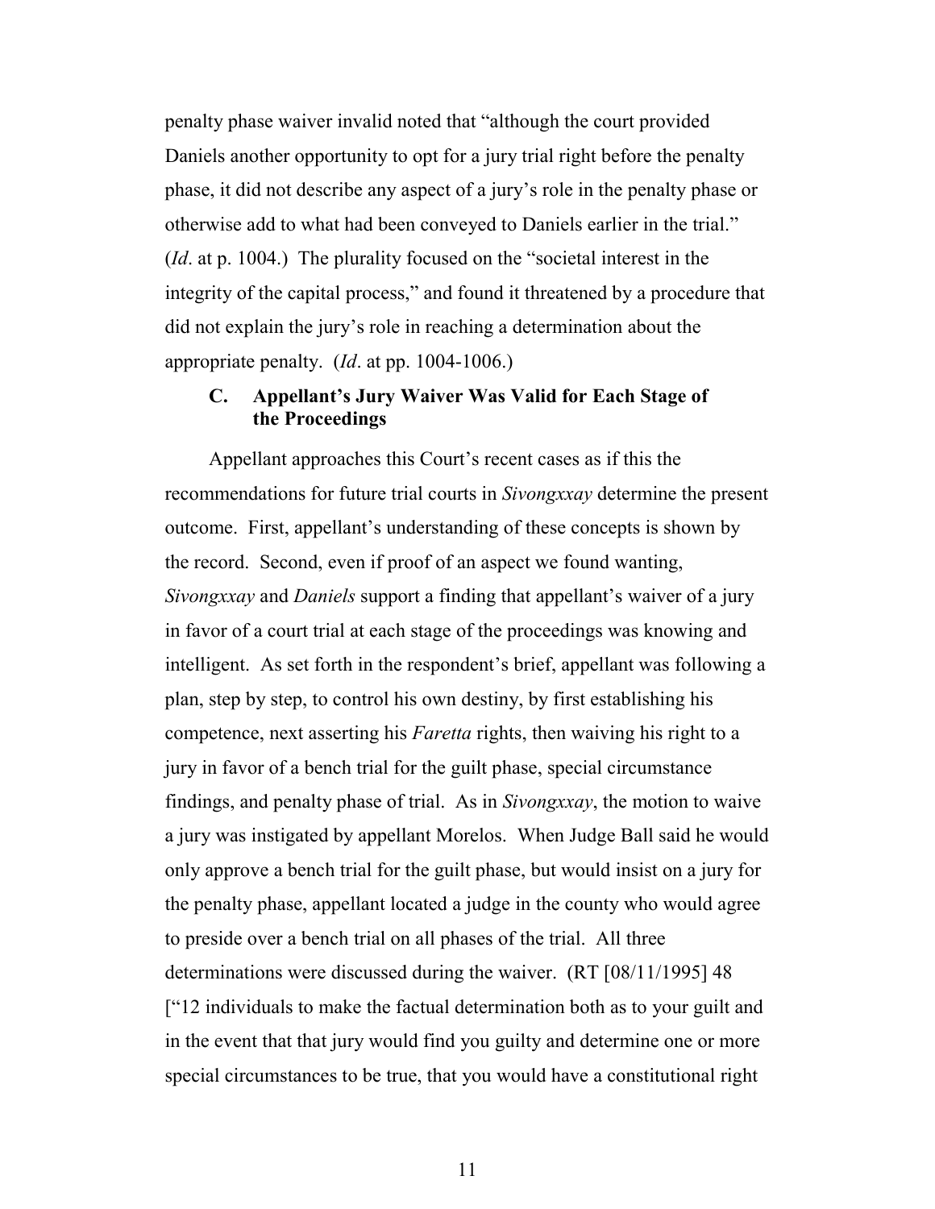penalty phase waiver invalid noted that "although the court provided Daniels another opportunity to opt for a jury trial right before the penalty phase, it did not describe any aspect of a jury's role in the penalty phase or otherwise add to what had been conveyed to Daniels earlier in the trial." (*Id*. at p. 1004.) The plurality focused on the "societal interest in the integrity of the capital process," and found it threatened by a procedure that did not explain the jury's role in reaching a determination about the appropriate penalty. (*Id*. at pp. 1004-1006.)

### C. Appellant's Jury Waiver Was Valid for Each Stage of the Proceedings

Appellant approaches this Court's recent cases as if this the recommendations for future trial courts in *Sivongxxay* determine the present outcome. First, appellant's understanding of these concepts is shown by the record. Second, even if proof of an aspect we found wanting, *Sivongxxay* and *Daniels* support a finding that appellant's waiver of a jury in favor of a court trial at each stage of the proceedings was knowing and intelligent. As set forth in the respondent's brief, appellant was following a plan, step by step, to control his own destiny, by first establishing his competence, next asserting his *Faretta* rights, then waiving his right to a jury in favor of a bench trial for the guilt phase, special circumstance findings, and penalty phase of trial. As in *Sivongxxay*, the motion to waive a jury was instigated by appellant Morelos. When Judge Ball said he would only approve a bench trial for the guilt phase, but would insist on a jury for the penalty phase, appellant located a judge in the county who would agree to preside over a bench trial on all phases of the trial. All three determinations were discussed during the waiver. (RT [08/11/1995] 48 ["12 individuals to make the factual determination both as to your guilt and in the event that that jury would find you guilty and determine one or more special circumstances to be true, that you would have a constitutional right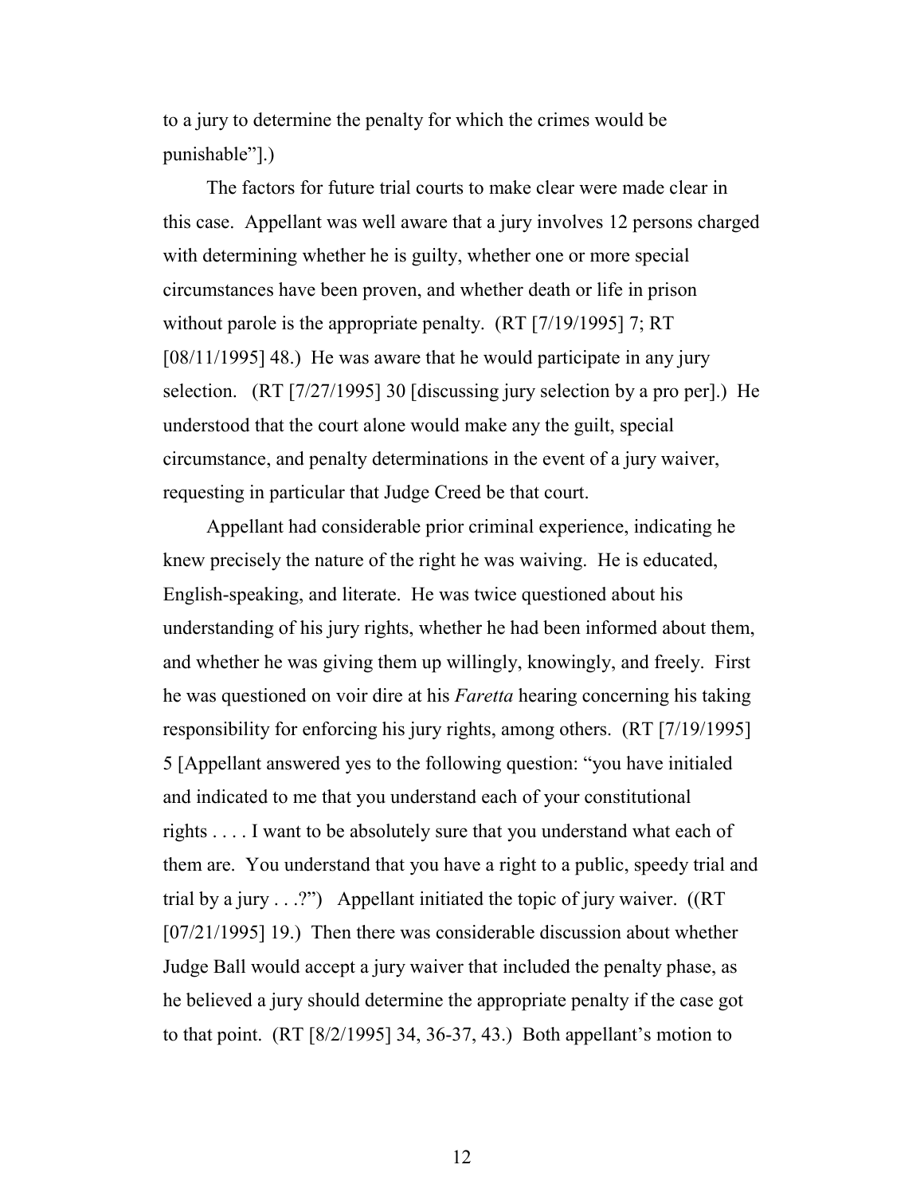to a jury to determine the penalty for which the crimes would be punishable"].)

The factors for future trial courts to make clear were made clear in this case. Appellant was well aware that a jury involves 12 persons charged with determining whether he is guilty, whether one or more special circumstances have been proven, and whether death or life in prison without parole is the appropriate penalty. (RT [7/19/1995] 7; RT [08/11/1995] 48.) He was aware that he would participate in any jury selection. (RT [7/27/1995] 30 [discussing jury selection by a pro per].) He understood that the court alone would make any the guilt, special circumstance, and penalty determinations in the event of a jury waiver, requesting in particular that Judge Creed be that court.

Appellant had considerable prior criminal experience, indicating he knew precisely the nature of the right he was waiving. He is educated, English-speaking, and literate. He was twice questioned about his understanding of his jury rights, whether he had been informed about them, and whether he was giving them up willingly, knowingly, and freely. First he was questioned on voir dire at his *Faretta* hearing concerning his taking responsibility for enforcing his jury rights, among others. (RT [7/19/1995] 5 [Appellant answered yes to the following question: "you have initialed and indicated to me that you understand each of your constitutional rights . . . . I want to be absolutely sure that you understand what each of them are. You understand that you have a right to a public, speedy trial and trial by a jury . . .?") Appellant initiated the topic of jury waiver. ((RT [07/21/1995] 19.) Then there was considerable discussion about whether Judge Ball would accept a jury waiver that included the penalty phase, as he believed a jury should determine the appropriate penalty if the case got to that point. (RT [8/2/1995] 34, 36-37, 43.) Both appellant's motion to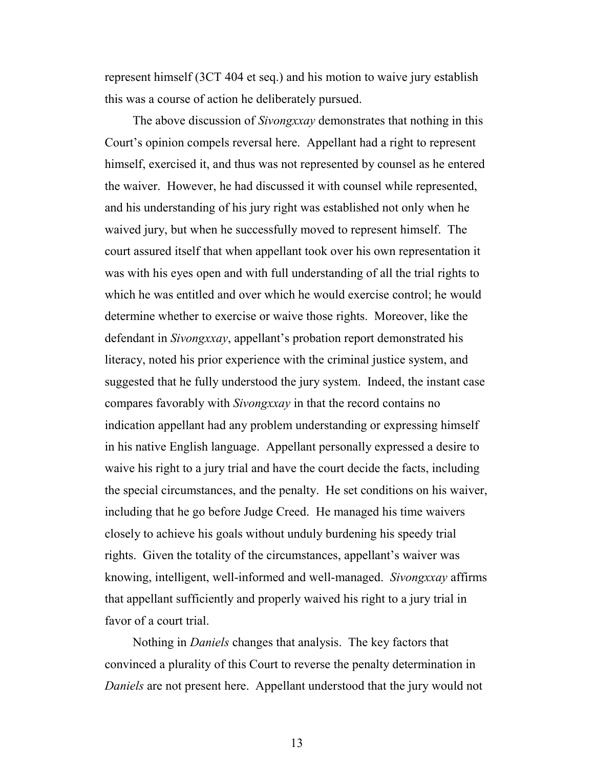represent himself (3CT 404 et seq.) and his motion to waive jury establish this was a course of action he deliberately pursued.

The above discussion of *Sivongxxay* demonstrates that nothing in this Court's opinion compels reversal here. Appellant had a right to represent himself, exercised it, and thus was not represented by counsel as he entered the waiver. However, he had discussed it with counsel while represented, and his understanding of his jury right was established not only when he waived jury, but when he successfully moved to represent himself. The court assured itself that when appellant took over his own representation it was with his eyes open and with full understanding of all the trial rights to which he was entitled and over which he would exercise control; he would determine whether to exercise or waive those rights. Moreover, like the defendant in *Sivongxxay*, appellant's probation report demonstrated his literacy, noted his prior experience with the criminal justice system, and suggested that he fully understood the jury system. Indeed, the instant case compares favorably with *Sivongxxay* in that the record contains no indication appellant had any problem understanding or expressing himself in his native English language. Appellant personally expressed a desire to waive his right to a jury trial and have the court decide the facts, including the special circumstances, and the penalty. He set conditions on his waiver, including that he go before Judge Creed. He managed his time waivers closely to achieve his goals without unduly burdening his speedy trial rights. Given the totality of the circumstances, appellant's waiver was knowing, intelligent, well-informed and well-managed. *Sivongxxay* affirms that appellant sufficiently and properly waived his right to a jury trial in favor of a court trial.

Nothing in *Daniels* changes that analysis. The key factors that convinced a plurality of this Court to reverse the penalty determination in *Daniels* are not present here. Appellant understood that the jury would not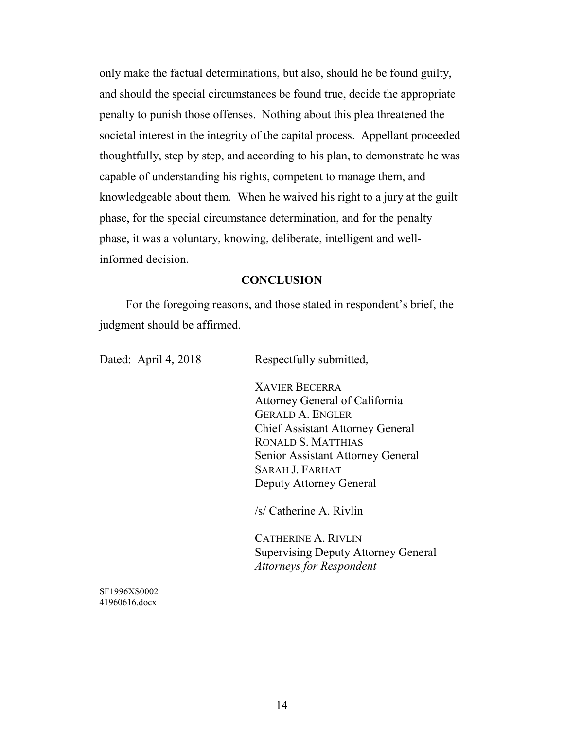only make the factual determinations, but also, should he be found guilty, and should the special circumstances be found true, decide the appropriate penalty to punish those offenses. Nothing about this plea threatened the societal interest in the integrity of the capital process. Appellant proceeded thoughtfully, step by step, and according to his plan, to demonstrate he was capable of understanding his rights, competent to manage them, and knowledgeable about them. When he waived his right to a jury at the guilt phase, for the special circumstance determination, and for the penalty phase, it was a voluntary, knowing, deliberate, intelligent and well-informed decision.

**CONCLUSION**

For the foregoing reasons, and those stated in respondent's brief, the judgment should be affirmed.

Dated: April 4, 2018

Respectfully submitted,

XAVIER BECERRA
Attorney General of California
GERALD A. ENGLER
Chief Assistant Attorney General
RONALD S. MATTHIAS
Senior Assistant Attorney General
SARAH J. FARHAT
Deputy Attorney General

/s/ Catherine A. Rivlin

CATHERINE A. RIVLIN
Supervising Deputy Attorney General
*Attorneys for Respondent*

SF1996XS0002
41960616.docx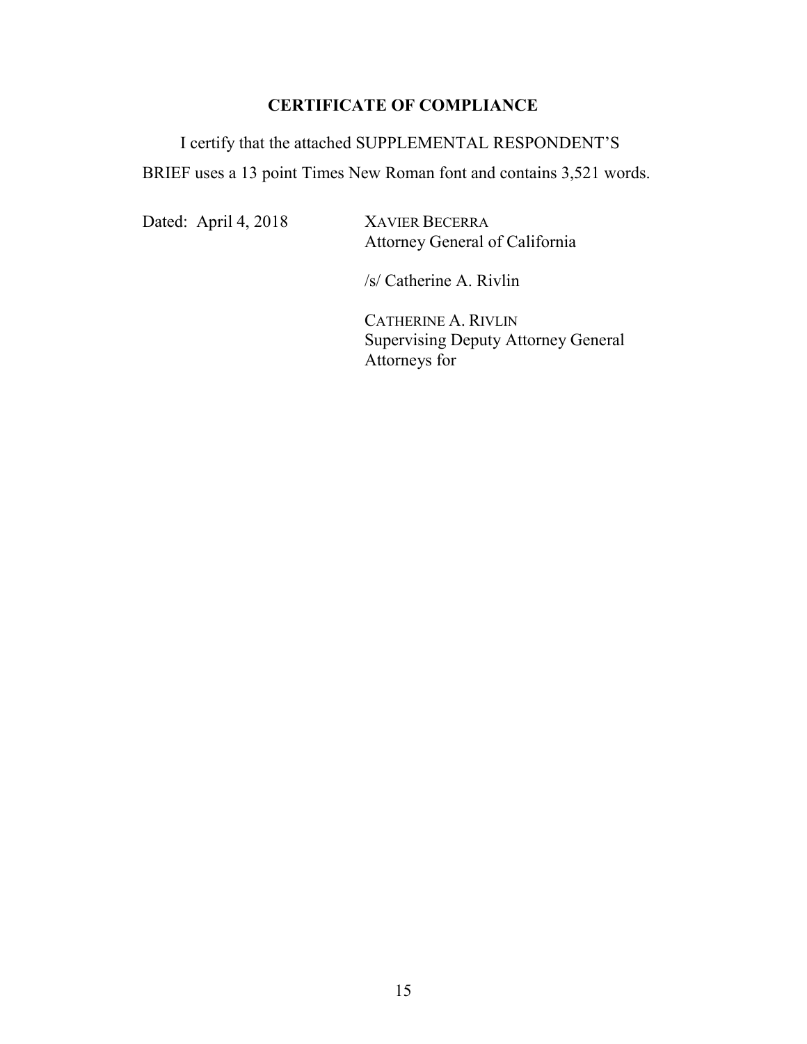## CERTIFICATE OF COMPLIANCE

I certify that the attached SUPPLEMENTAL RESPONDENT'S BRIEF uses a 13 point Times New Roman font and contains 3,521 words.

Dated: April 4, 2018

XAVIER BECERRA
Attorney General of California

/s/ Catherine A. Rivlin

CATHERINE A. RIVLIN
Supervising Deputy Attorney General
Attorneys for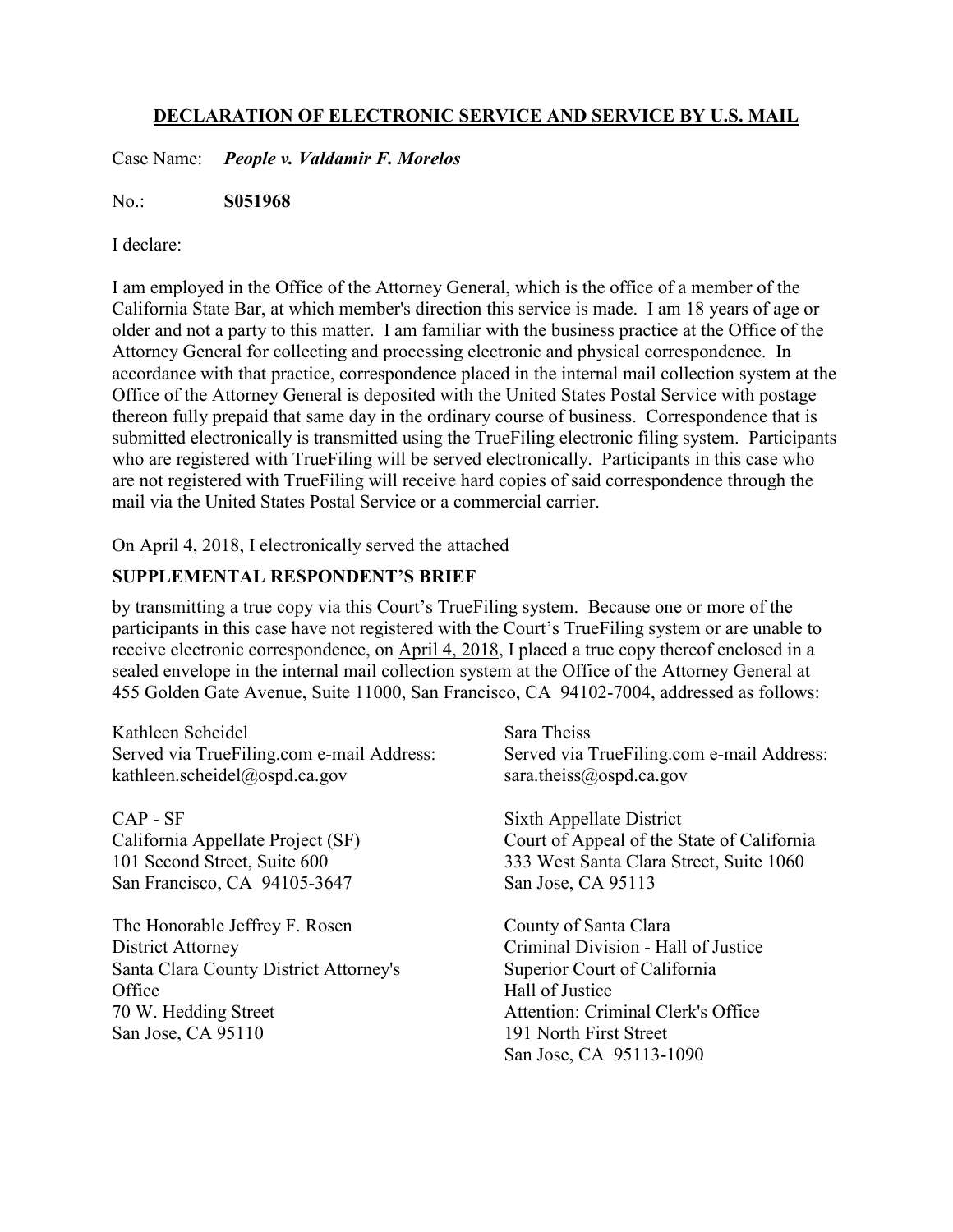## DECLARATION OF ELECTRONIC SERVICE AND SERVICE BY U.S. MAIL

Case Name: ***People v. Valdamir F. Morelos***

No.: **S051968**

I declare:

I am employed in the Office of the Attorney General, which is the office of a member of the California State Bar, at which member's direction this service is made. I am 18 years of age or older and not a party to this matter. I am familiar with the business practice at the Office of the Attorney General for collecting and processing electronic and physical correspondence. In accordance with that practice, correspondence placed in the internal mail collection system at the Office of the Attorney General is deposited with the United States Postal Service with postage thereon fully prepaid that same day in the ordinary course of business. Correspondence that is submitted electronically is transmitted using the TrueFiling electronic filing system. Participants who are registered with TrueFiling will be served electronically. Participants in this case who are not registered with TrueFiling will receive hard copies of said correspondence through the mail via the United States Postal Service or a commercial carrier.

On April 4, 2018, I electronically served the attached

**SUPPLEMENTAL RESPONDENT'S BRIEF**

by transmitting a true copy via this Court's TrueFiling system. Because one or more of the participants in this case have not registered with the Court's TrueFiling system or are unable to receive electronic correspondence, on April 4, 2018, I placed a true copy thereof enclosed in a sealed envelope in the internal mail collection system at the Office of the Attorney General at 455 Golden Gate Avenue, Suite 11000, San Francisco, CA 94102-7004, addressed as follows:

Kathleen Scheidel
Served via TrueFiling.com e-mail Address:
kathleen.scheidel@ospd.ca.gov

Sara Theiss
Served via TrueFiling.com e-mail Address:
sara.theiss@ospd.ca.gov

CAP - SF
California Appellate Project (SF)
101 Second Street, Suite 600
San Francisco, CA 94105-3647

Sixth Appellate District
Court of Appeal of the State of California
333 West Santa Clara Street, Suite 1060
San Jose, CA 95113

The Honorable Jeffrey F. Rosen
District Attorney
Santa Clara County District Attorney's Office
70 W. Hedding Street
San Jose, CA 95110

County of Santa Clara
Criminal Division - Hall of Justice
Superior Court of California
Hall of Justice
Attention: Criminal Clerk's Office
191 North First Street
San Jose, CA 95113-1090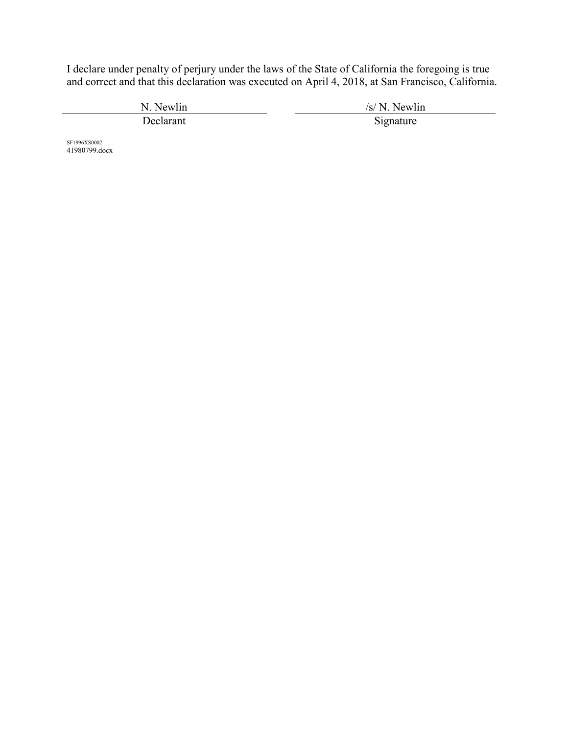I declare under penalty of perjury under the laws of the State of California the foregoing is true and correct and that this declaration was executed on April 4, 2018, at San Francisco, California.

| N. Newlin | /s/ N. Newlin |
|---|---|
| Declarant | Signature |

SF1996XS0002
41980799.docx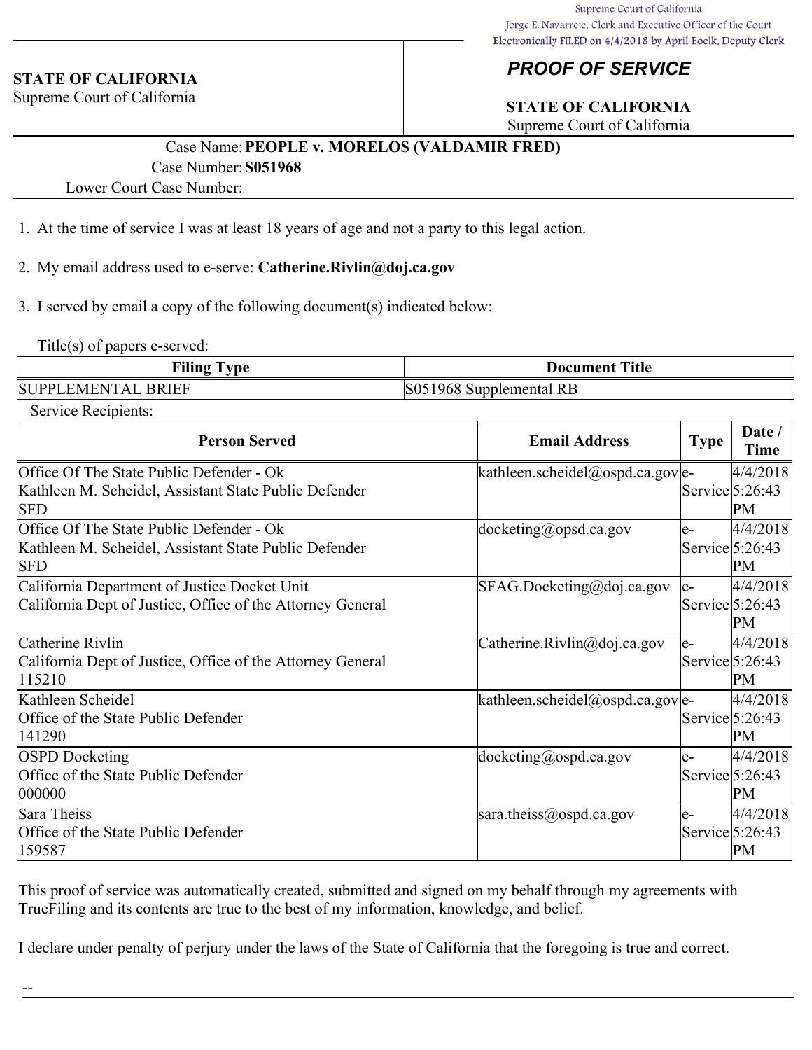Supreme Court of California
Jorge E. Navarrete, Clerk and Executive Officer of the Court
Electronically FILED on 4/4/2018 by April Boelk, Deputy Clerk

**STATE OF CALIFORNIA**
Supreme Court of California

## *PROOF OF SERVICE*

**STATE OF CALIFORNIA**
Supreme Court of California

Case Name: **PEOPLE v. MORELOS (VALDAMIR FRED)**
Case Number: **S051968**
Lower Court Case Number:

1. At the time of service I was at least 18 years of age and not a party to this legal action.

2. My email address used to e-serve: **Catherine.Rivlin@doj.ca.gov**

3. I served by email a copy of the following document(s) indicated below:

Title(s) of papers e-served:

| Filing Type | Document Title |
|---|---|
| SUPPLEMENTAL BRIEF | S051968 Supplemental RB |

Service Recipients:

| Person Served | Email Address | Type | Date / Time |
|---|---|---|---|
| Office Of The State Public Defender - Ok<br>Kathleen M. Scheidel, Assistant State Public Defender<br>SFD | kathleen.scheidel@ospd.ca.gov | e-Service | 4/4/2018 5:26:43 PM |
| Office Of The State Public Defender - Ok<br>Kathleen M. Scheidel, Assistant State Public Defender<br>SFD | docketing@opsd.ca.gov | e-Service | 4/4/2018 5:26:43 PM |
| California Department of Justice Docket Unit<br>California Dept of Justice, Office of the Attorney General | SFAG.Docketing@doj.ca.gov | e-Service | 4/4/2018 5:26:43 PM |
| Catherine Rivlin<br>California Dept of Justice, Office of the Attorney General<br>115210 | Catherine.Rivlin@doj.ca.gov | e-Service | 4/4/2018 5:26:43 PM |
| Kathleen Scheidel<br>Office of the State Public Defender<br>141290 | kathleen.scheidel@ospd.ca.gov | e-Service | 4/4/2018 5:26:43 PM |
| OSPD Docketing<br>Office of the State Public Defender<br>000000 | docketing@ospd.ca.gov | e-Service | 4/4/2018 5:26:43 PM |
| Sara Theiss<br>Office of the State Public Defender<br>159587 | sara.theiss@ospd.ca.gov | e-Service | 4/4/2018 5:26:43 PM |

This proof of service was automatically created, submitted and signed on my behalf through my agreements with TrueFiling and its contents are true to the best of my information, knowledge, and belief.

I declare under penalty of perjury under the laws of the State of California that the foregoing is true and correct.

--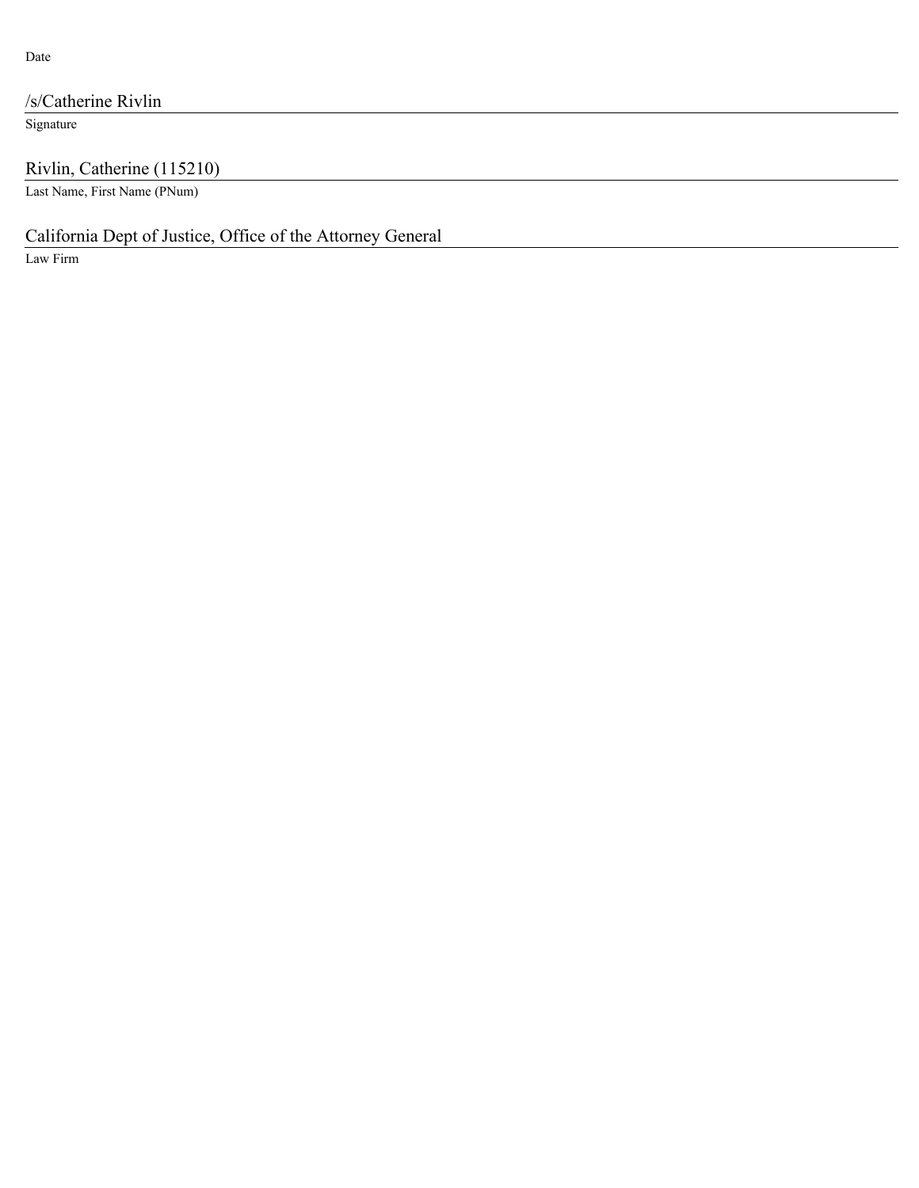Date

/s/Catherine Rivlin

Signature

Rivlin, Catherine (115210)

Last Name, First Name (PNum)

California Dept of Justice, Office of the Attorney General

Law Firm